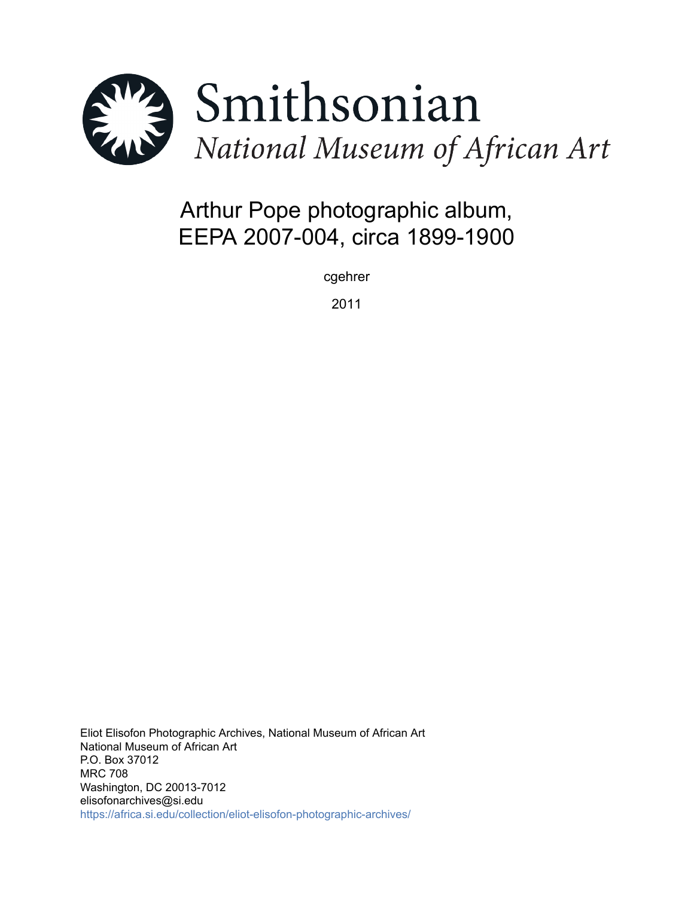# Smithsonian

*National Museum of African Art*

## Arthur Pope photographic album, EEPA 2007-004, circa 1899-1900

cgehrer

2011

Eliot Elisofon Photographic Archives, National Museum of African Art
National Museum of African Art
P.O. Box 37012
MRC 708
Washington, DC 20013-7012
elisofonarchives@si.edu
https://africa.si.edu/collection/eliot-elisofon-photographic-archives/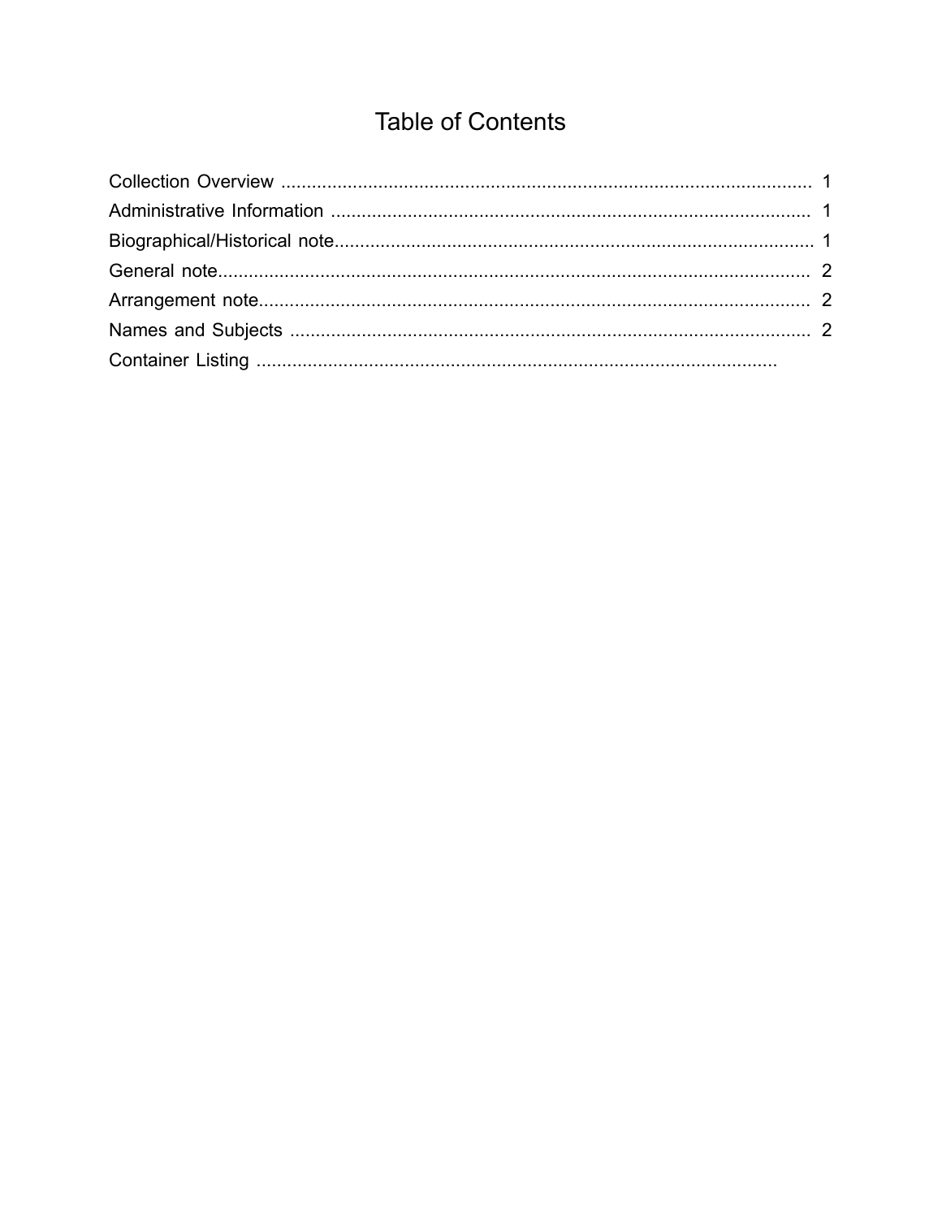# Table of Contents

Collection Overview ........................................................................................................ 1
Administrative Information ............................................................................................. 1
Biographical/Historical note............................................................................................. 1
General note.................................................................................................................... 2
Arrangement note........................................................................................................... 2
Names and Subjects ...................................................................................................... 2
Container Listing ......................................................................................................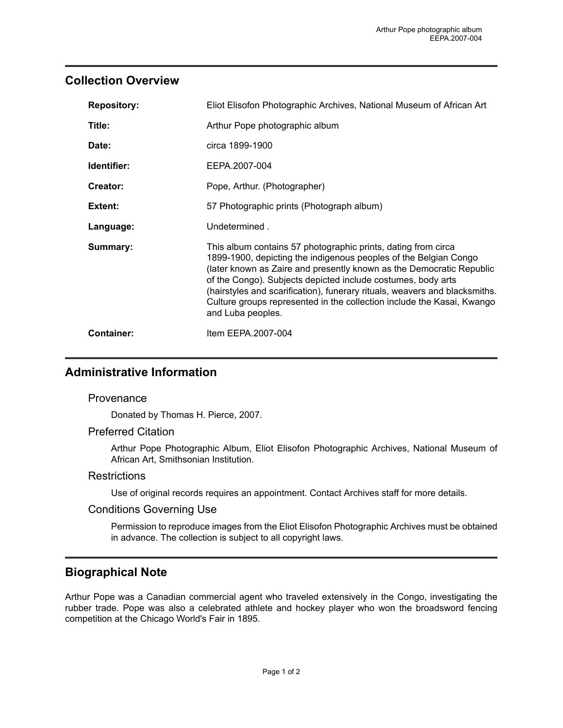## Collection Overview

| | |
|---|---|
| **Repository:** | Eliot Elisofon Photographic Archives, National Museum of African Art |
| **Title:** | Arthur Pope photographic album |
| **Date:** | circa 1899-1900 |
| **Identifier:** | EEPA.2007-004 |
| **Creator:** | Pope, Arthur. (Photographer) |
| **Extent:** | 57 Photographic prints (Photograph album) |
| **Language:** | Undetermined . |
| **Summary:** | This album contains 57 photographic prints, dating from circa 1899-1900, depicting the indigenous peoples of the Belgian Congo (later known as Zaire and presently known as the Democratic Republic of the Congo). Subjects depicted include costumes, body arts (hairstyles and scarification), funerary rituals, weavers and blacksmiths. Culture groups represented in the collection include the Kasai, Kwango and Luba peoples. |
| **Container:** | Item EEPA.2007-004 |

## Administrative Information

### Provenance

Donated by Thomas H. Pierce, 2007.

### Preferred Citation

Arthur Pope Photographic Album, Eliot Elisofon Photographic Archives, National Museum of African Art, Smithsonian Institution.

### Restrictions

Use of original records requires an appointment. Contact Archives staff for more details.

### Conditions Governing Use

Permission to reproduce images from the Eliot Elisofon Photographic Archives must be obtained in advance. The collection is subject to all copyright laws.

## Biographical Note

Arthur Pope was a Canadian commercial agent who traveled extensively in the Congo, investigating the rubber trade. Pope was also a celebrated athlete and hockey player who won the broadsword fencing competition at the Chicago World's Fair in 1895.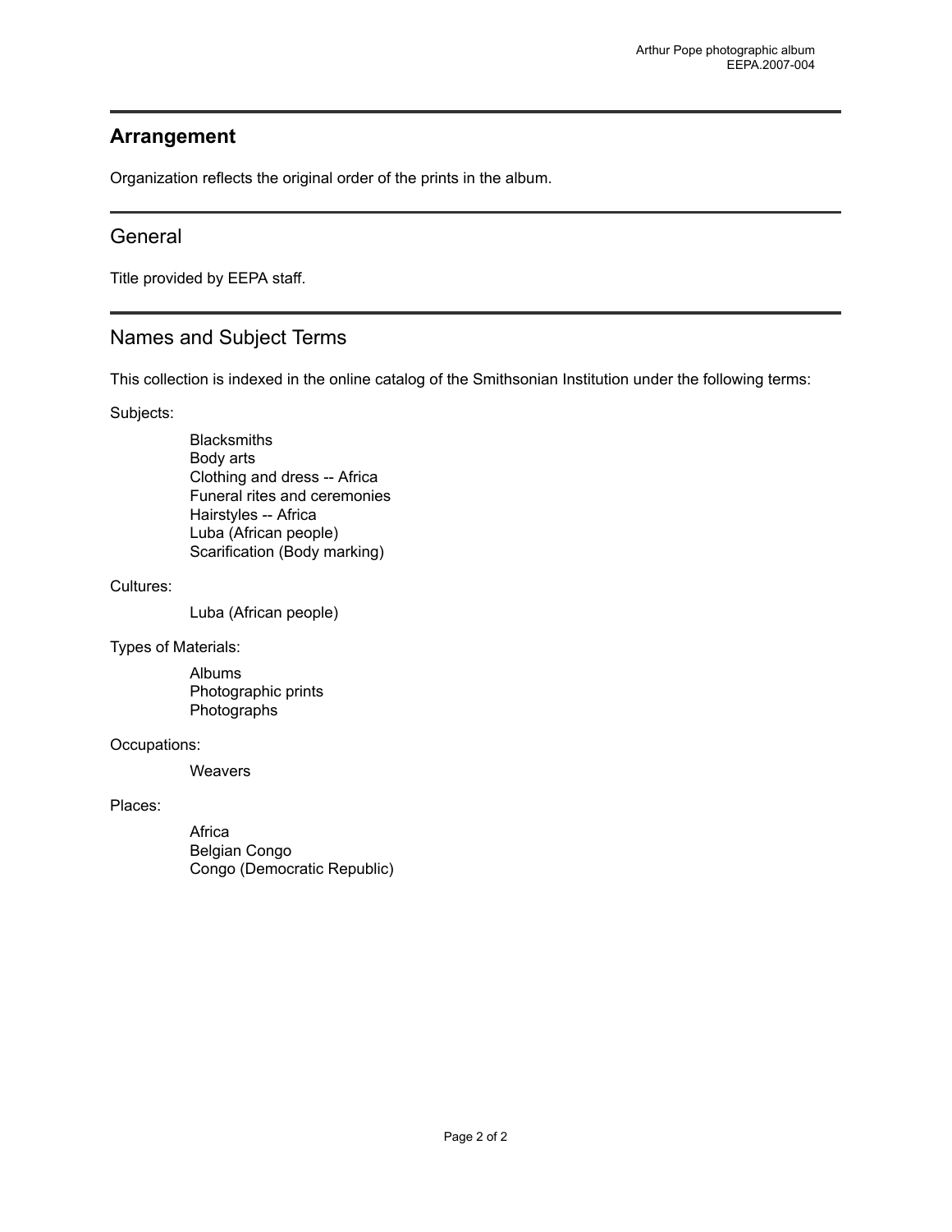## Arrangement

Organization reflects the original order of the prints in the album.

## General

Title provided by EEPA staff.

## Names and Subject Terms

This collection is indexed in the online catalog of the Smithsonian Institution under the following terms:

Subjects:

- Blacksmiths
- Body arts
- Clothing and dress -- Africa
- Funeral rites and ceremonies
- Hairstyles -- Africa
- Luba (African people)
- Scarification (Body marking)

Cultures:

- Luba (African people)

Types of Materials:

- Albums
- Photographic prints
- Photographs

Occupations:

- Weavers

Places:

- Africa
- Belgian Congo
- Congo (Democratic Republic)